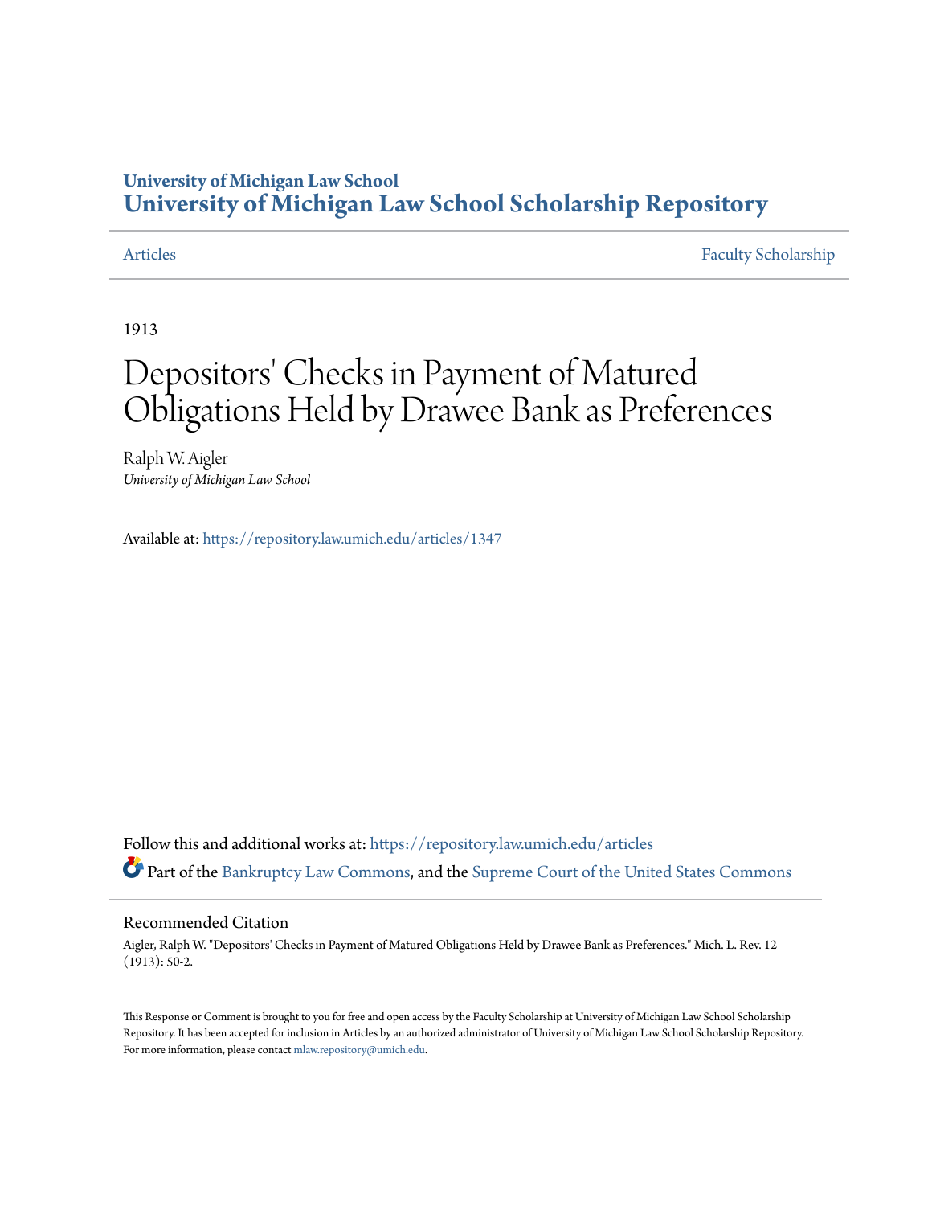University of Michigan Law School
# University of Michigan Law School Scholarship Repository

Articles | Faculty Scholarship

1913

# Depositors' Checks in Payment of Matured Obligations Held by Drawee Bank as Preferences

Ralph W. Aigler
*University of Michigan Law School*

Available at: https://repository.law.umich.edu/articles/1347

Follow this and additional works at: https://repository.law.umich.edu/articles

Part of the Bankruptcy Law Commons, and the Supreme Court of the United States Commons

## Recommended Citation

Aigler, Ralph W. "Depositors' Checks in Payment of Matured Obligations Held by Drawee Bank as Preferences." Mich. L. Rev. 12 (1913): 50-2.

This Response or Comment is brought to you for free and open access by the Faculty Scholarship at University of Michigan Law School Scholarship Repository. It has been accepted for inclusion in Articles by an authorized administrator of University of Michigan Law School Scholarship Repository. For more information, please contact mlaw.repository@umich.edu.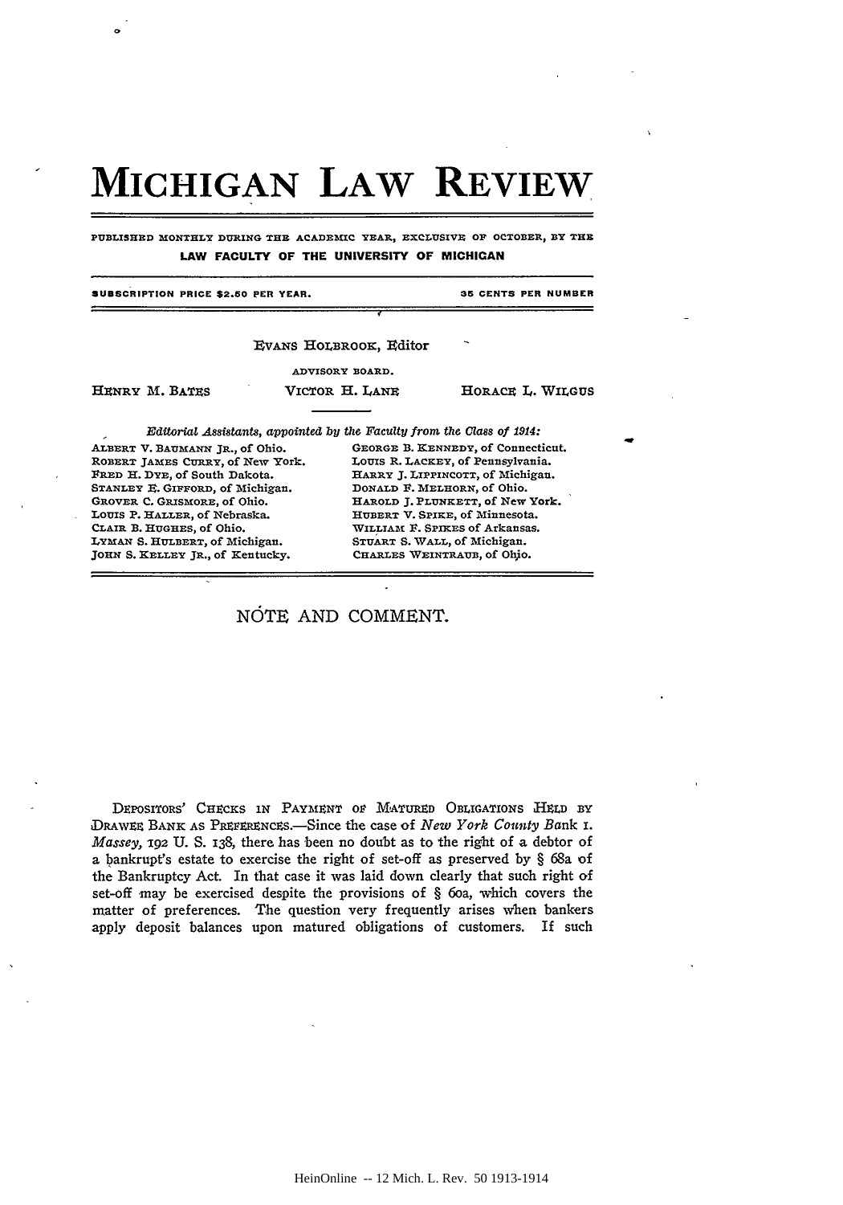# MICHIGAN LAW REVIEW

PUBLISHED MONTHLY DURING THE ACADEMIC YEAR, EXCLUSIVE OF OCTOBER, BY THE LAW FACULTY OF THE UNIVERSITY OF MICHIGAN

SUBSCRIPTION PRICE $2.50 PER YEAR. 35 CENTS PER NUMBER

EVANS HOLBROOK, Editor

ADVISORY BOARD.

HENRY M. BATES VICTOR H. LANE HORACE L. WILGUS

*Editorial Assistants, appointed by the Faculty from the Class of 1914:*

ALBERT V. BAUMANN JR., of Ohio.
ROBERT JAMES CURRY, of New York.
FRED H. DYE, of South Dakota.
STANLEY E. GIFFORD, of Michigan.
GROVER C. GRISMORE, of Ohio.
LOUIS P. HALLER, of Nebraska.
CLAIR B. HUGHES, of Ohio.
LYMAN S. HULBERT, of Michigan.
JOHN S. KELLEY JR., of Kentucky.
GEORGE B. KENNEDY, of Connecticut.
LOUIS R. LACKEY, of Pennsylvania.
HARRY J. LIPPINCOTT, of Michigan.
DONALD F. MELHORN, of Ohio.
HAROLD J. PLUNKETT, of New York.
HUBERT V. SPIKE, of Minnesota.
WILLIAM F. SPIKES of Arkansas.
STUART S. WALL, of Michigan.
CHARLES WEINTRAUB, of Ohio.

## NOTE AND COMMENT.

DEPOSITORS' CHECKS IN PAYMENT OF MATURED OBLIGATIONS HELD BY DRAWEE BANK AS PREFERENCES.—Since the case of *New York County Bank v. Massey*, 192 U. S. 138, there has been no doubt as to the right of a debtor of a bankrupt's estate to exercise the right of set-off as preserved by § 68a of the Bankruptcy Act. In that case it was laid down clearly that such right of set-off may be exercised despite the provisions of § 60a, which covers the matter of preferences. The question very frequently arises when bankers apply deposit balances upon matured obligations of customers. If such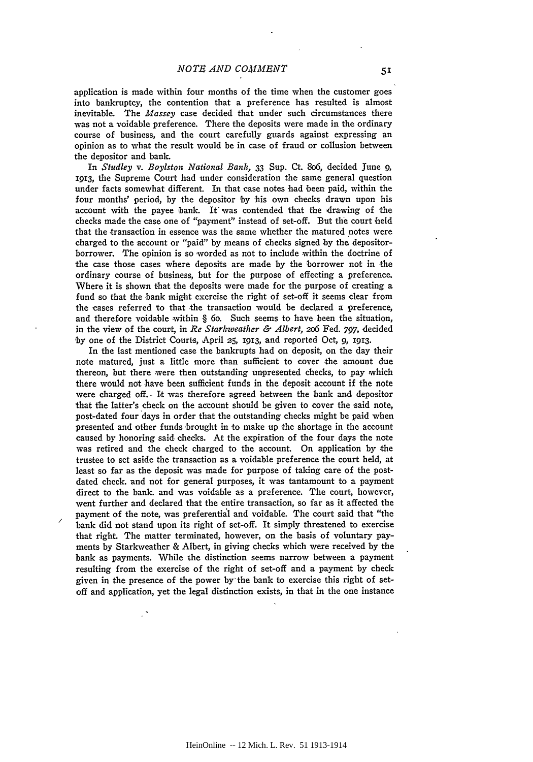application is made within four months of the time when the customer goes into bankruptcy, the contention that a preference has resulted is almost inevitable. The *Massey* case decided that under such circumstances there was not a voidable preference. There the deposits were made in the ordinary course of business, and the court carefully guards against expressing an opinion as to what the result would be in case of fraud or collusion between the depositor and bank.

In *Studley* v. *Boylston National Bank*, 33 Sup. Ct. 806, decided June 9, 1913, the Supreme Court had under consideration the same general question under facts somewhat different. In that case notes had been paid, within the four months' period, by the depositor by his own checks drawn upon his account with the payee bank. It was contended that the drawing of the checks made the case one of "payment" instead of set-off. But the court held that the transaction in essence was the same whether the matured notes were charged to the account or "paid" by means of checks signed by the depositor-borrower. The opinion is so worded as not to include within the doctrine of the case those cases where deposits are made by the borrower not in the ordinary course of business, but for the purpose of effecting a preference. Where it is shown that the deposits were made for the purpose of creating a fund so that the bank might exercise the right of set-off it seems clear from the cases referred to that the transaction would be declared a preference, and therefore voidable within § 60. Such seems to have been the situation, in the view of the court, in *Re Starkweather & Albert*, 206 Fed. 797, decided by one of the District Courts, April 25, 1913, and reported Oct. 9, 1913.

In the last mentioned case the bankrupts had on deposit, on the day their note matured, just a little more than sufficient to cover the amount due thereon, but there were then outstanding unpresented checks, to pay which there would not have been sufficient funds in the deposit account if the note were charged off. It was therefore agreed between the bank and depositor that the latter's check on the account should be given to cover the said note, post-dated four days in order that the outstanding checks might be paid when presented and other funds brought in to make up the shortage in the account caused by honoring said checks. At the expiration of the four days the note was retired and the check charged to the account. On application by the trustee to set aside the transaction as a voidable preference the court held, at least so far as the deposit was made for purpose of taking care of the post-dated check and not for general purposes, it was tantamount to a payment direct to the bank and was voidable as a preference. The court, however, went further and declared that the entire transaction, so far as it affected the payment of the note, was preferential and voidable. The court said that "the bank did not stand upon its right of set-off. It simply threatened to exercise that right. The matter terminated, however, on the basis of voluntary payments by Starkweather & Albert, in giving checks which were received by the bank as payments. While the distinction seems narrow between a payment resulting from the exercise of the right of set-off and a payment by check given in the presence of the power by the bank to exercise this right of set-off and application, yet the legal distinction exists, in that in the one instance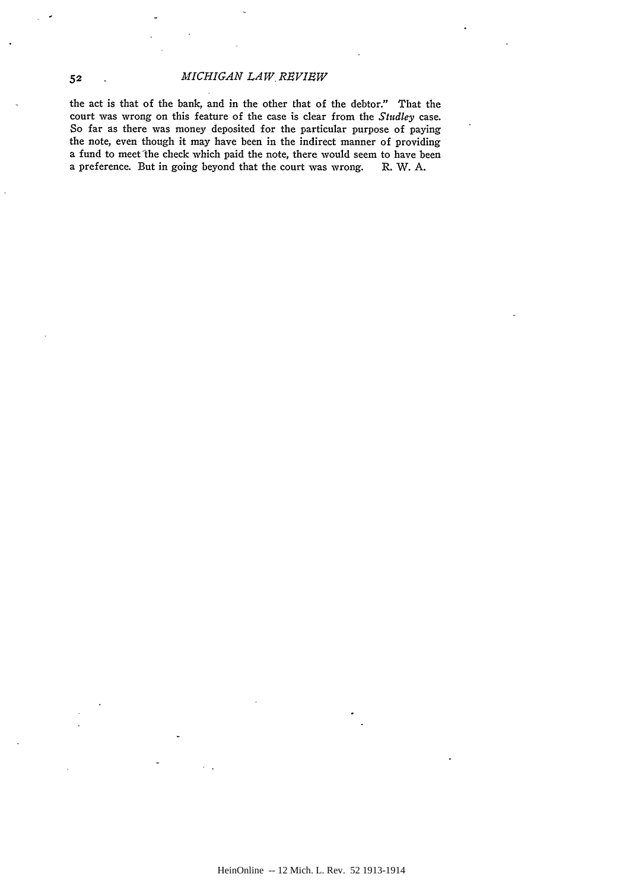the act is that of the bank, and in the other that of the debtor." That the court was wrong on this feature of the case is clear from the *Studley* case. So far as there was money deposited for the particular purpose of paying the note, even though it may have been in the indirect manner of providing a fund to meet the check which paid the note, there would seem to have been a preference. But in going beyond that the court was wrong. R. W. A.